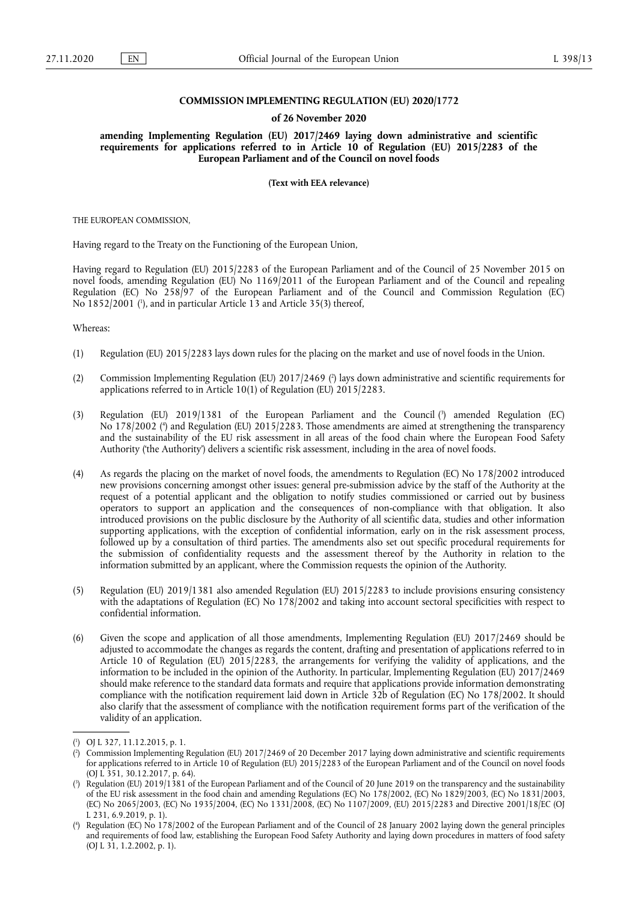**COMMISSION IMPLEMENTING REGULATION (EU) 2020/1772**

**of 26 November 2020**

**amending Implementing Regulation (EU) 2017/2469 laying down administrative and scientific requirements for applications referred to in Article 10 of Regulation (EU) 2015/2283 of the European Parliament and of the Council on novel foods**

**(Text with EEA relevance)**

THE EUROPEAN COMMISSION,

Having regard to the Treaty on the Functioning of the European Union,

Having regard to Regulation (EU) 2015/2283 of the European Parliament and of the Council of 25 November 2015 on novel foods, amending Regulation (EU) No 1169/2011 of the European Parliament and of the Council and repealing Regulation (EC) No 258/97 of the European Parliament and of the Council and Commission Regulation (EC) No 1852/2001 ([1]), and in particular Article 13 and Article 35(3) thereof,

Whereas:

(1) Regulation (EU) 2015/2283 lays down rules for the placing on the market and use of novel foods in the Union.

(2) Commission Implementing Regulation (EU) 2017/2469 ([2]) lays down administrative and scientific requirements for applications referred to in Article 10(1) of Regulation (EU) 2015/2283.

(3) Regulation (EU) 2019/1381 of the European Parliament and the Council ([3]) amended Regulation (EC) No 178/2002 ([4]) and Regulation (EU) 2015/2283. Those amendments are aimed at strengthening the transparency and the sustainability of the EU risk assessment in all areas of the food chain where the European Food Safety Authority ('the Authority') delivers a scientific risk assessment, including in the area of novel foods.

(4) As regards the placing on the market of novel foods, the amendments to Regulation (EC) No 178/2002 introduced new provisions concerning amongst other issues: general pre-submission advice by the staff of the Authority at the request of a potential applicant and the obligation to notify studies commissioned or carried out by business operators to support an application and the consequences of non-compliance with that obligation. It also introduced provisions on the public disclosure by the Authority of all scientific data, studies and other information supporting applications, with the exception of confidential information, early on in the risk assessment process, followed up by a consultation of third parties. The amendments also set out specific procedural requirements for the submission of confidentiality requests and the assessment thereof by the Authority in relation to the information submitted by an applicant, where the Commission requests the opinion of the Authority.

(5) Regulation (EU) 2019/1381 also amended Regulation (EU) 2015/2283 to include provisions ensuring consistency with the adaptations of Regulation (EC) No 178/2002 and taking into account sectoral specificities with respect to confidential information.

(6) Given the scope and application of all those amendments, Implementing Regulation (EU) 2017/2469 should be adjusted to accommodate the changes as regards the content, drafting and presentation of applications referred to in Article 10 of Regulation (EU) 2015/2283, the arrangements for verifying the validity of applications, and the information to be included in the opinion of the Authority. In particular, Implementing Regulation (EU) 2017/2469 should make reference to the standard data formats and require that applications provide information demonstrating compliance with the notification requirement laid down in Article 32b of Regulation (EC) No 178/2002. It should also clarify that the assessment of compliance with the notification requirement forms part of the verification of the validity of an application.

---

([1]) OJ L 327, 11.12.2015, p. 1.

([2]) Commission Implementing Regulation (EU) 2017/2469 of 20 December 2017 laying down administrative and scientific requirements for applications referred to in Article 10 of Regulation (EU) 2015/2283 of the European Parliament and of the Council on novel foods (OJ L 351, 30.12.2017, p. 64).

([3]) Regulation (EU) 2019/1381 of the European Parliament and of the Council of 20 June 2019 on the transparency and the sustainability of the EU risk assessment in the food chain and amending Regulations (EC) No 178/2002, (EC) No 1829/2003, (EC) No 1831/2003, (EC) No 2065/2003, (EC) No 1935/2004, (EC) No 1331/2008, (EC) No 1107/2009, (EU) 2015/2283 and Directive 2001/18/EC (OJ L 231, 6.9.2019, p. 1).

([4]) Regulation (EC) No 178/2002 of the European Parliament and of the Council of 28 January 2002 laying down the general principles and requirements of food law, establishing the European Food Safety Authority and laying down procedures in matters of food safety (OJ L 31, 1.2.2002, p. 1).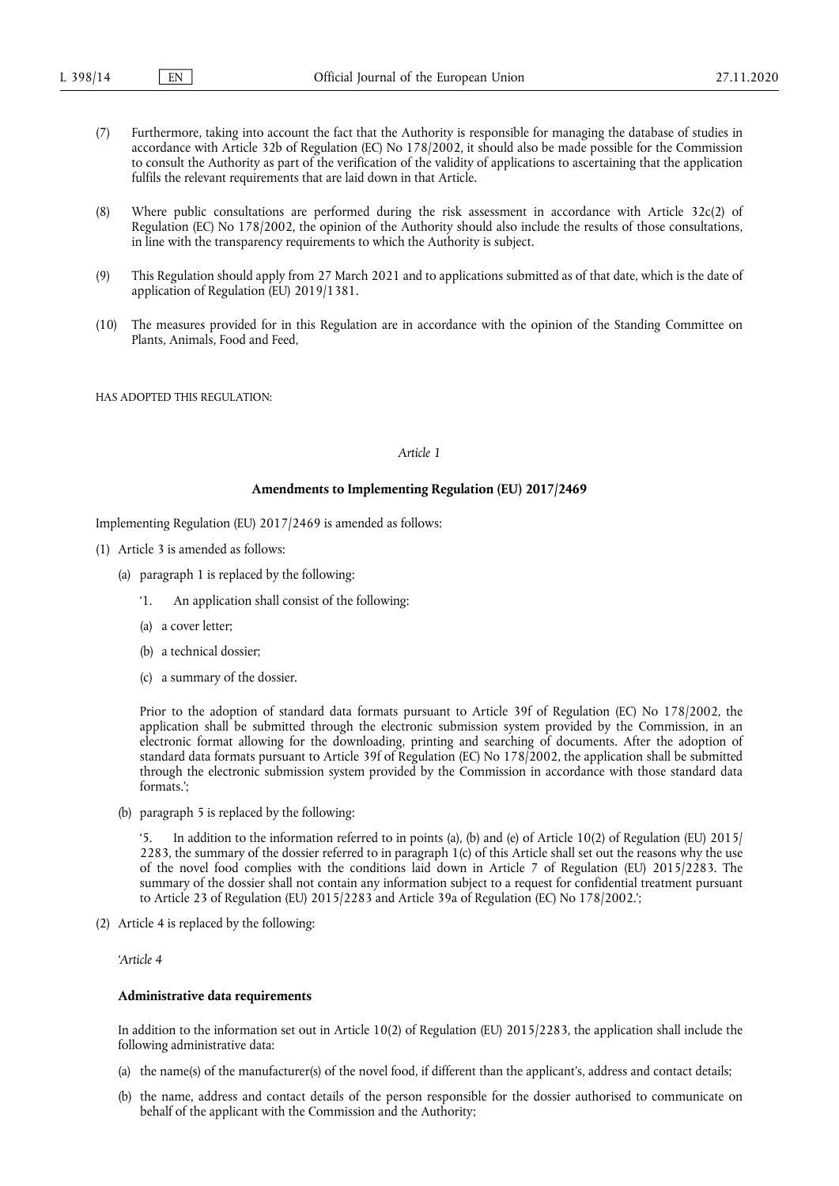(7) Furthermore, taking into account the fact that the Authority is responsible for managing the database of studies in accordance with Article 32b of Regulation (EC) No 178/2002, it should also be made possible for the Commission to consult the Authority as part of the verification of the validity of applications to ascertaining that the application fulfils the relevant requirements that are laid down in that Article.

(8) Where public consultations are performed during the risk assessment in accordance with Article 32c(2) of Regulation (EC) No 178/2002, the opinion of the Authority should also include the results of those consultations, in line with the transparency requirements to which the Authority is subject.

(9) This Regulation should apply from 27 March 2021 and to applications submitted as of that date, which is the date of application of Regulation (EU) 2019/1381.

(10) The measures provided for in this Regulation are in accordance with the opinion of the Standing Committee on Plants, Animals, Food and Feed,

HAS ADOPTED THIS REGULATION:

*Article 1*

**Amendments to Implementing Regulation (EU) 2017/2469**

Implementing Regulation (EU) 2017/2469 is amended as follows:

(1) Article 3 is amended as follows:

(a) paragraph 1 is replaced by the following:

'1. An application shall consist of the following:

(a) a cover letter;

(b) a technical dossier;

(c) a summary of the dossier.

Prior to the adoption of standard data formats pursuant to Article 39f of Regulation (EC) No 178/2002, the application shall be submitted through the electronic submission system provided by the Commission, in an electronic format allowing for the downloading, printing and searching of documents. After the adoption of standard data formats pursuant to Article 39f of Regulation (EC) No 178/2002, the application shall be submitted through the electronic submission system provided by the Commission in accordance with those standard data formats.';

(b) paragraph 5 is replaced by the following:

'5. In addition to the information referred to in points (a), (b) and (e) of Article 10(2) of Regulation (EU) 2015/2283, the summary of the dossier referred to in paragraph 1(c) of this Article shall set out the reasons why the use of the novel food complies with the conditions laid down in Article 7 of Regulation (EU) 2015/2283. The summary of the dossier shall not contain any information subject to a request for confidential treatment pursuant to Article 23 of Regulation (EU) 2015/2283 and Article 39a of Regulation (EC) No 178/2002.';

(2) Article 4 is replaced by the following:

'*Article 4*

**Administrative data requirements**

In addition to the information set out in Article 10(2) of Regulation (EU) 2015/2283, the application shall include the following administrative data:

(a) the name(s) of the manufacturer(s) of the novel food, if different than the applicant's, address and contact details;

(b) the name, address and contact details of the person responsible for the dossier authorised to communicate on behalf of the applicant with the Commission and the Authority;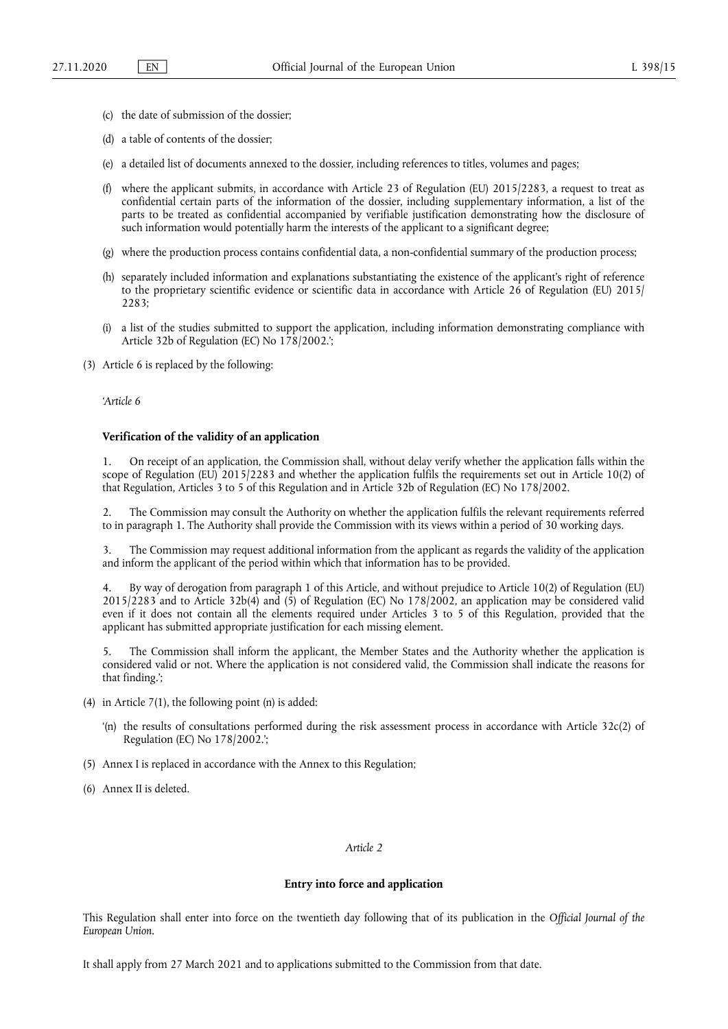(c) the date of submission of the dossier;

(d) a table of contents of the dossier;

(e) a detailed list of documents annexed to the dossier, including references to titles, volumes and pages;

(f) where the applicant submits, in accordance with Article 23 of Regulation (EU) 2015/2283, a request to treat as confidential certain parts of the information of the dossier, including supplementary information, a list of the parts to be treated as confidential accompanied by verifiable justification demonstrating how the disclosure of such information would potentially harm the interests of the applicant to a significant degree;

(g) where the production process contains confidential data, a non-confidential summary of the production process;

(h) separately included information and explanations substantiating the existence of the applicant's right of reference to the proprietary scientific evidence or scientific data in accordance with Article 26 of Regulation (EU) 2015/2283;

(i) a list of the studies submitted to support the application, including information demonstrating compliance with Article 32b of Regulation (EC) No 178/2002.';

(3) Article 6 is replaced by the following:

'*Article 6*

**Verification of the validity of an application**

1. On receipt of an application, the Commission shall, without delay verify whether the application falls within the scope of Regulation (EU) 2015/2283 and whether the application fulfils the requirements set out in Article 10(2) of that Regulation, Articles 3 to 5 of this Regulation and in Article 32b of Regulation (EC) No 178/2002.

2. The Commission may consult the Authority on whether the application fulfils the relevant requirements referred to in paragraph 1. The Authority shall provide the Commission with its views within a period of 30 working days.

3. The Commission may request additional information from the applicant as regards the validity of the application and inform the applicant of the period within which that information has to be provided.

4. By way of derogation from paragraph 1 of this Article, and without prejudice to Article 10(2) of Regulation (EU) 2015/2283 and to Article 32b(4) and (5) of Regulation (EC) No 178/2002, an application may be considered valid even if it does not contain all the elements required under Articles 3 to 5 of this Regulation, provided that the applicant has submitted appropriate justification for each missing element.

5. The Commission shall inform the applicant, the Member States and the Authority whether the application is considered valid or not. Where the application is not considered valid, the Commission shall indicate the reasons for that finding.';

(4) in Article 7(1), the following point (n) is added:

'(n) the results of consultations performed during the risk assessment process in accordance with Article 32c(2) of Regulation (EC) No 178/2002.';

(5) Annex I is replaced in accordance with the Annex to this Regulation;

(6) Annex II is deleted.

*Article 2*

**Entry into force and application**

This Regulation shall enter into force on the twentieth day following that of its publication in the *Official Journal of the European Union*.

It shall apply from 27 March 2021 and to applications submitted to the Commission from that date.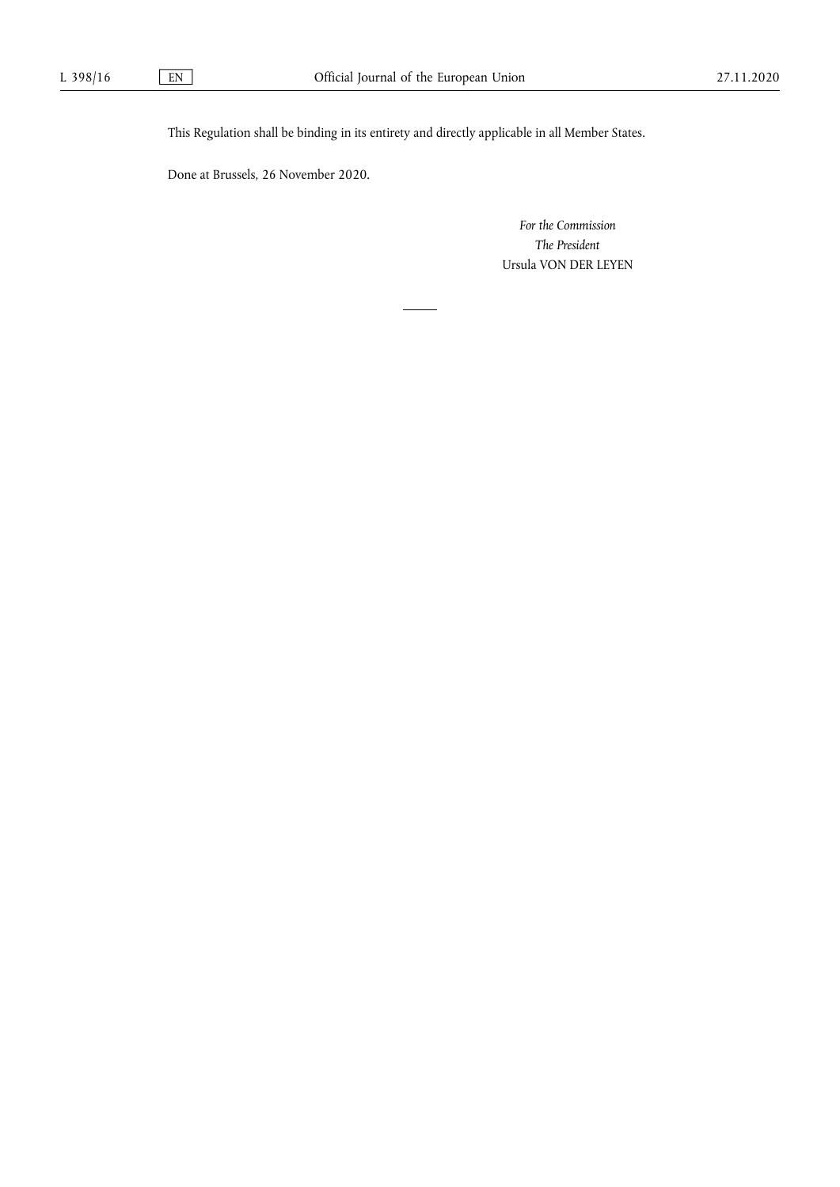This Regulation shall be binding in its entirety and directly applicable in all Member States.

Done at Brussels, 26 November 2020.

*For the Commission*

*The President*

Ursula VON DER LEYEN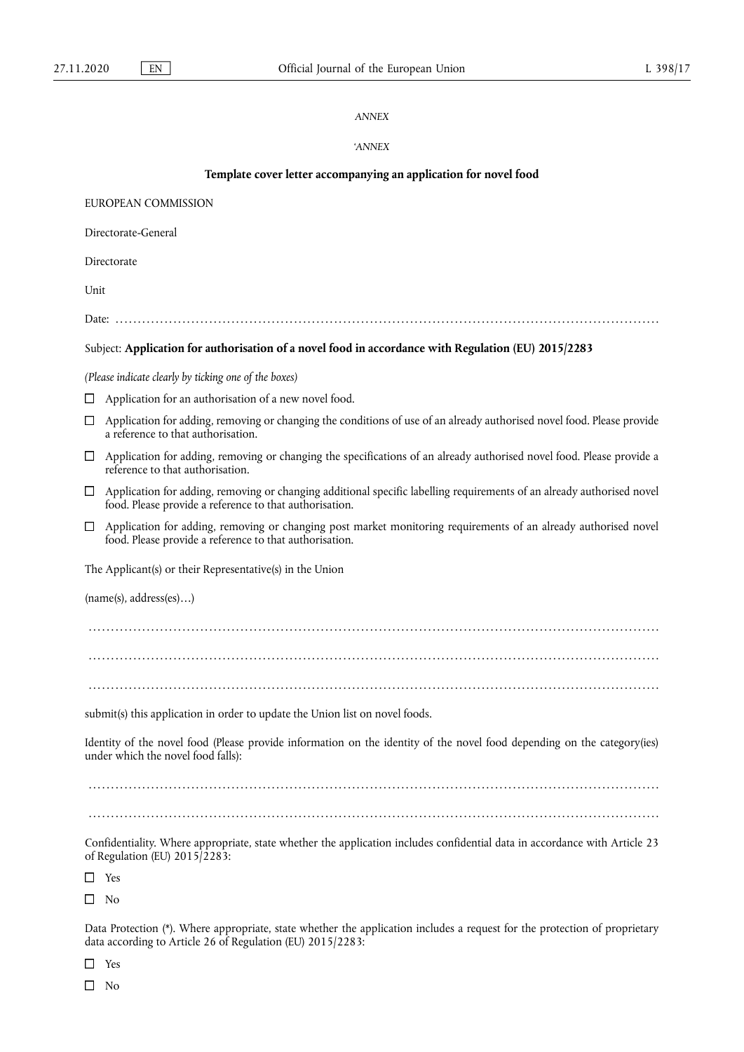*ANNEX*

*'ANNEX*

**Template cover letter accompanying an application for novel food**

EUROPEAN COMMISSION

Directorate-General

Directorate

Unit

Date: ……………………………………………………………………………………………………………

Subject: **Application for authorisation of a novel food in accordance with Regulation (EU) 2015/2283**

*(Please indicate clearly by ticking one of the boxes)*

☐ Application for an authorisation of a new novel food.

☐ Application for adding, removing or changing the conditions of use of an already authorised novel food. Please provide a reference to that authorisation.

☐ Application for adding, removing or changing the specifications of an already authorised novel food. Please provide a reference to that authorisation.

☐ Application for adding, removing or changing additional specific labelling requirements of an already authorised novel food. Please provide a reference to that authorisation.

☐ Application for adding, removing or changing post market monitoring requirements of an already authorised novel food. Please provide a reference to that authorisation.

The Applicant(s) or their Representative(s) in the Union

(name(s), address(es)…)

……………………………………………………………………………………………………………

……………………………………………………………………………………………………………

……………………………………………………………………………………………………………

submit(s) this application in order to update the Union list on novel foods.

Identity of the novel food (Please provide information on the identity of the novel food depending on the category(ies) under which the novel food falls):

……………………………………………………………………………………………………………

……………………………………………………………………………………………………………

Confidentiality. Where appropriate, state whether the application includes confidential data in accordance with Article 23 of Regulation (EU) 2015/2283:

☐ Yes

☐ No

Data Protection (*). Where appropriate, state whether the application includes a request for the protection of proprietary data according to Article 26 of Regulation (EU) 2015/2283:

☐ Yes

☐ No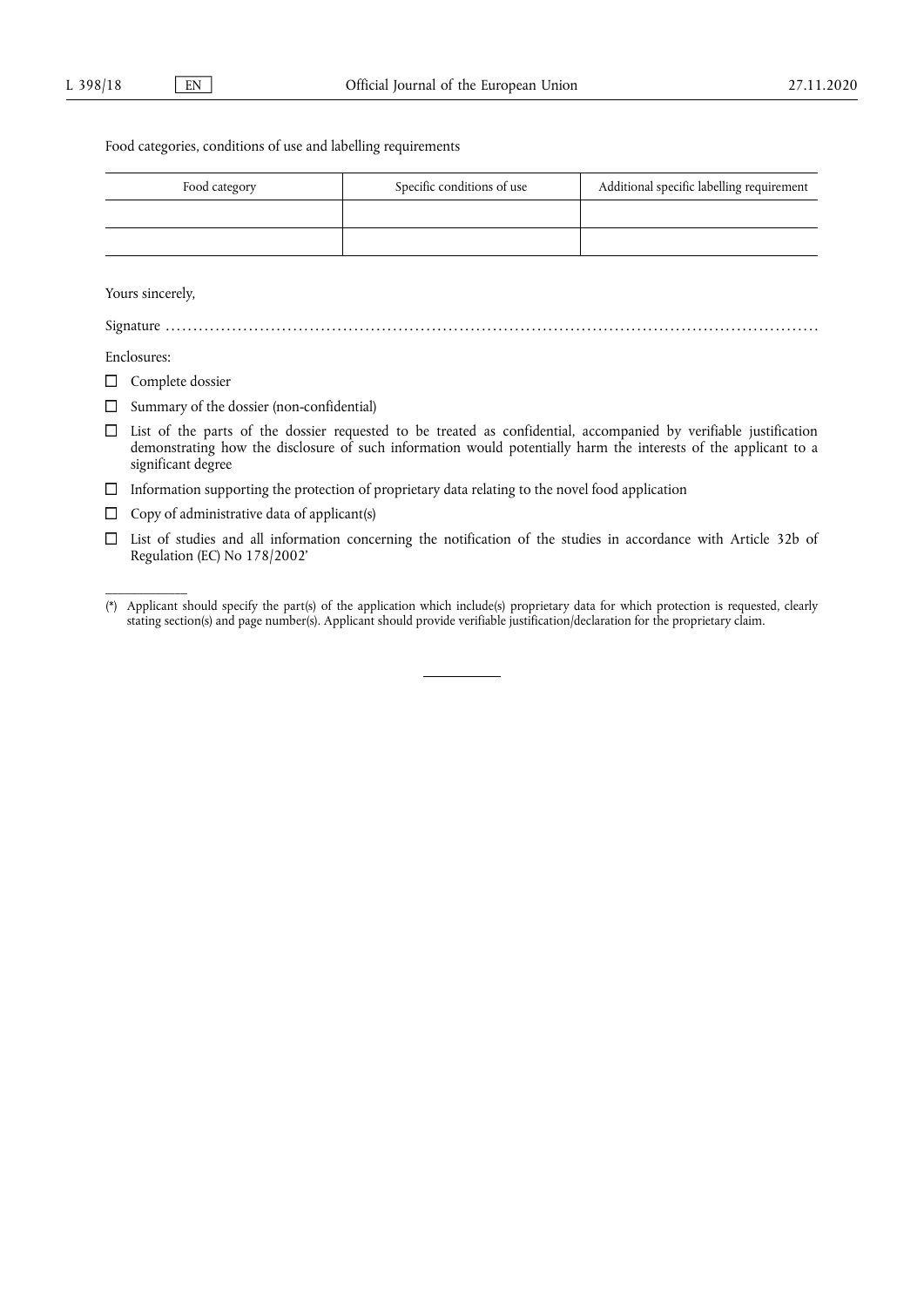Food categories, conditions of use and labelling requirements

| Food category | Specific conditions of use | Additional specific labelling requirement |
|---|---|---|
| | | |
| | | |

Yours sincerely,

Signature ..........................................................................................................................

Enclosures:

- ☐ Complete dossier
- ☐ Summary of the dossier (non-confidential)
- ☐ List of the parts of the dossier requested to be treated as confidential, accompanied by verifiable justification demonstrating how the disclosure of such information would potentially harm the interests of the applicant to a significant degree
- ☐ Information supporting the protection of proprietary data relating to the novel food application
- ☐ Copy of administrative data of applicant(s)
- ☐ List of studies and all information concerning the notification of the studies in accordance with Article 32b of Regulation (EC) No 178/2002'

---

(*) Applicant should specify the part(s) of the application which include(s) proprietary data for which protection is requested, clearly stating section(s) and page number(s). Applicant should provide verifiable justification/declaration for the proprietary claim.